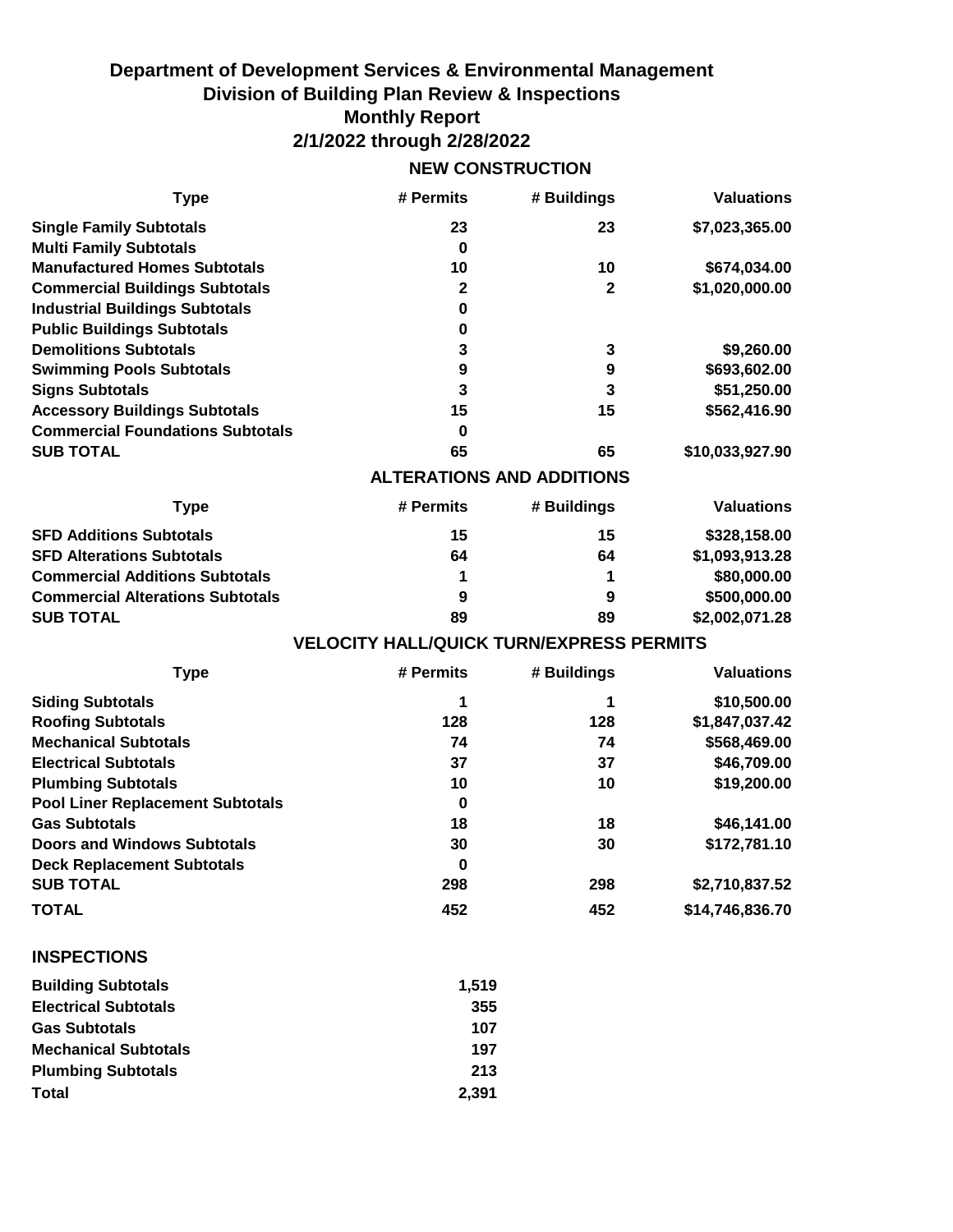# Department of Development Services & Environmental Management
## Division of Building Plan Review & Inspections
## Monthly Report
## 2/1/2022 through 2/28/2022

### NEW CONSTRUCTION

| Type | # Permits | # Buildings | Valuations |
|---|---|---|---|
| **Single Family Subtotals** | 23 | 23 | $7,023,365.00 |
| **Multi Family Subtotals** | 0 | | |
| **Manufactured Homes Subtotals** | 10 | 10 | $674,034.00 |
| **Commercial Buildings Subtotals** | 2 | 2 | $1,020,000.00 |
| **Industrial Buildings Subtotals** | 0 | | |
| **Public Buildings Subtotals** | 0 | | |
| **Demolitions Subtotals** | 3 | 3 | $9,260.00 |
| **Swimming Pools Subtotals** | 9 | 9 | $693,602.00 |
| **Signs Subtotals** | 3 | 3 | $51,250.00 |
| **Accessory Buildings Subtotals** | 15 | 15 | $562,416.90 |
| **Commercial Foundations Subtotals** | 0 | | |
| **SUB TOTAL** | 65 | 65 | $10,033,927.90 |

### ALTERATIONS AND ADDITIONS

| Type | # Permits | # Buildings | Valuations |
|---|---|---|---|
| **SFD Additions Subtotals** | 15 | 15 | $328,158.00 |
| **SFD Alterations Subtotals** | 64 | 64 | $1,093,913.28 |
| **Commercial Additions Subtotals** | 1 | 1 | $80,000.00 |
| **Commercial Alterations Subtotals** | 9 | 9 | $500,000.00 |
| **SUB TOTAL** | 89 | 89 | $2,002,071.28 |

### VELOCITY HALL/QUICK TURN/EXPRESS PERMITS

| Type | # Permits | # Buildings | Valuations |
|---|---|---|---|
| **Siding Subtotals** | 1 | 1 | $10,500.00 |
| **Roofing Subtotals** | 128 | 128 | $1,847,037.42 |
| **Mechanical Subtotals** | 74 | 74 | $568,469.00 |
| **Electrical Subtotals** | 37 | 37 | $46,709.00 |
| **Plumbing Subtotals** | 10 | 10 | $19,200.00 |
| **Pool Liner Replacement Subtotals** | 0 | | |
| **Gas Subtotals** | 18 | 18 | $46,141.00 |
| **Doors and Windows Subtotals** | 30 | 30 | $172,781.10 |
| **Deck Replacement Subtotals** | 0 | | |
| **SUB TOTAL** | 298 | 298 | $2,710,837.52 |
| **TOTAL** | 452 | 452 | $14,746,836.70 |

### INSPECTIONS

| | |
|---|---|
| **Building Subtotals** | 1,519 |
| **Electrical Subtotals** | 355 |
| **Gas Subtotals** | 107 |
| **Mechanical Subtotals** | 197 |
| **Plumbing Subtotals** | 213 |
| **Total** | 2,391 |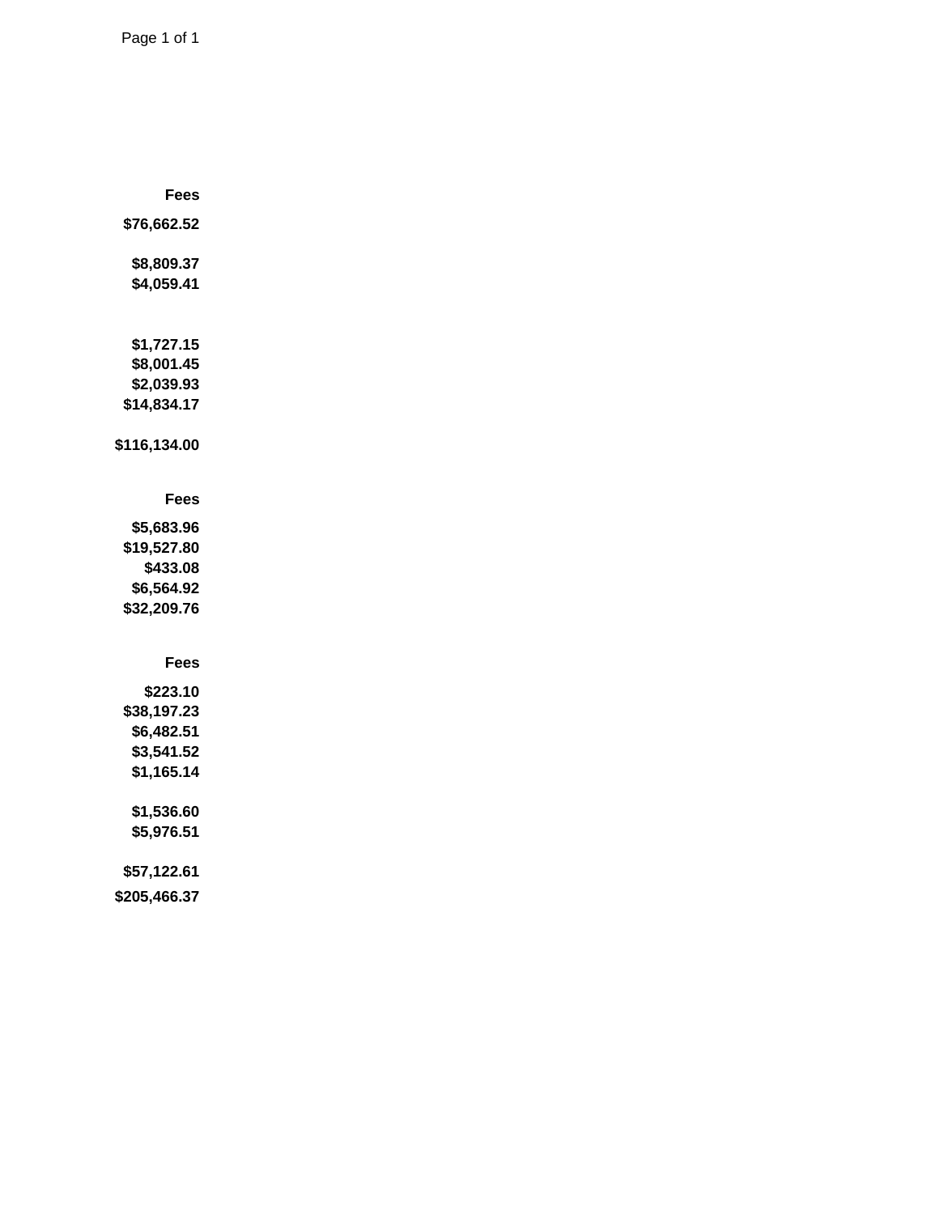| Fees |
| --- |
| $76,662.52 |
| |
| $8,809.37 |
| $4,059.41 |
| |
| |
| $1,727.15 |
| $8,001.45 |
| $2,039.93 |
| $14,834.17 |
| |
| $116,134.00 |

| Fees |
| --- |
| $5,683.96 |
| $19,527.80 |
| $433.08 |
| $6,564.92 |
| $32,209.76 |

| Fees |
| --- |
| $223.10 |
| $38,197.23 |
| $6,482.51 |
| $3,541.52 |
| $1,165.14 |
| |
| $1,536.60 |
| $5,976.51 |
| |
| $57,122.61 |
| $205,466.37 |